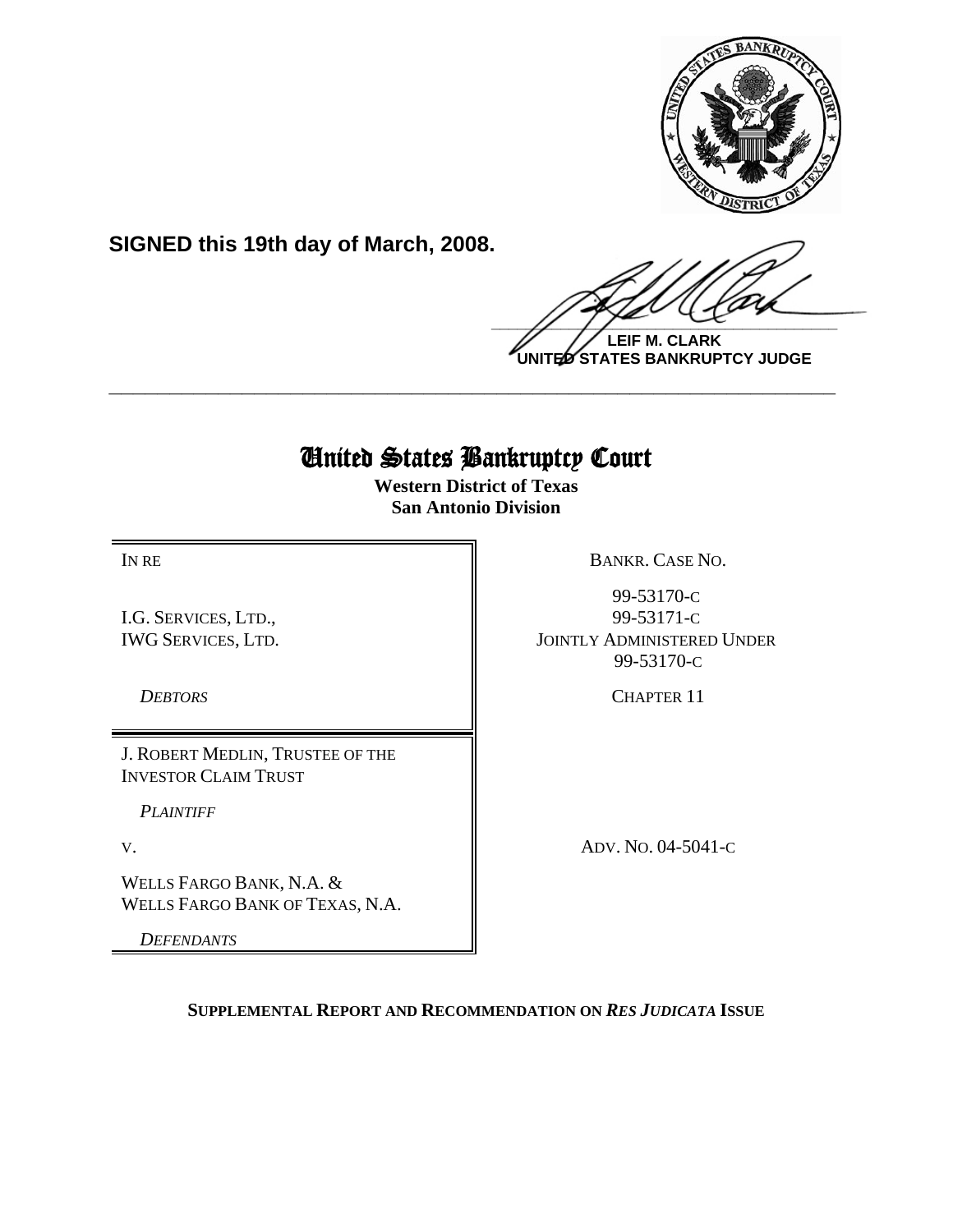**SIGNED this 19th day of March, 2008.**

**LEIF M. CLARK**
**UNITED STATES BANKRUPTCY JUDGE**

---

# United States Bankruptcy Court

**Western District of Texas**
**San Antonio Division**

| | |
|---|---|
| IN RE<br><br>I.G. SERVICES, LTD.,<br>IWG SERVICES, LTD.<br><br>*DEBTORS* | BANKR. CASE NO.<br><br>99-53170-C<br>99-53171-C<br>JOINTLY ADMINISTERED UNDER<br>99-53170-C<br><br>CHAPTER 11 |
| J. ROBERT MEDLIN, TRUSTEE OF THE INVESTOR CLAIM TRUST<br><br>*PLAINTIFF*<br><br>V.<br><br>WELLS FARGO BANK, N.A. &<br>WELLS FARGO BANK OF TEXAS, N.A.<br><br>*DEFENDANTS* | ADV. NO. 04-5041-C |

**SUPPLEMENTAL REPORT AND RECOMMENDATION ON *RES JUDICATA* ISSUE**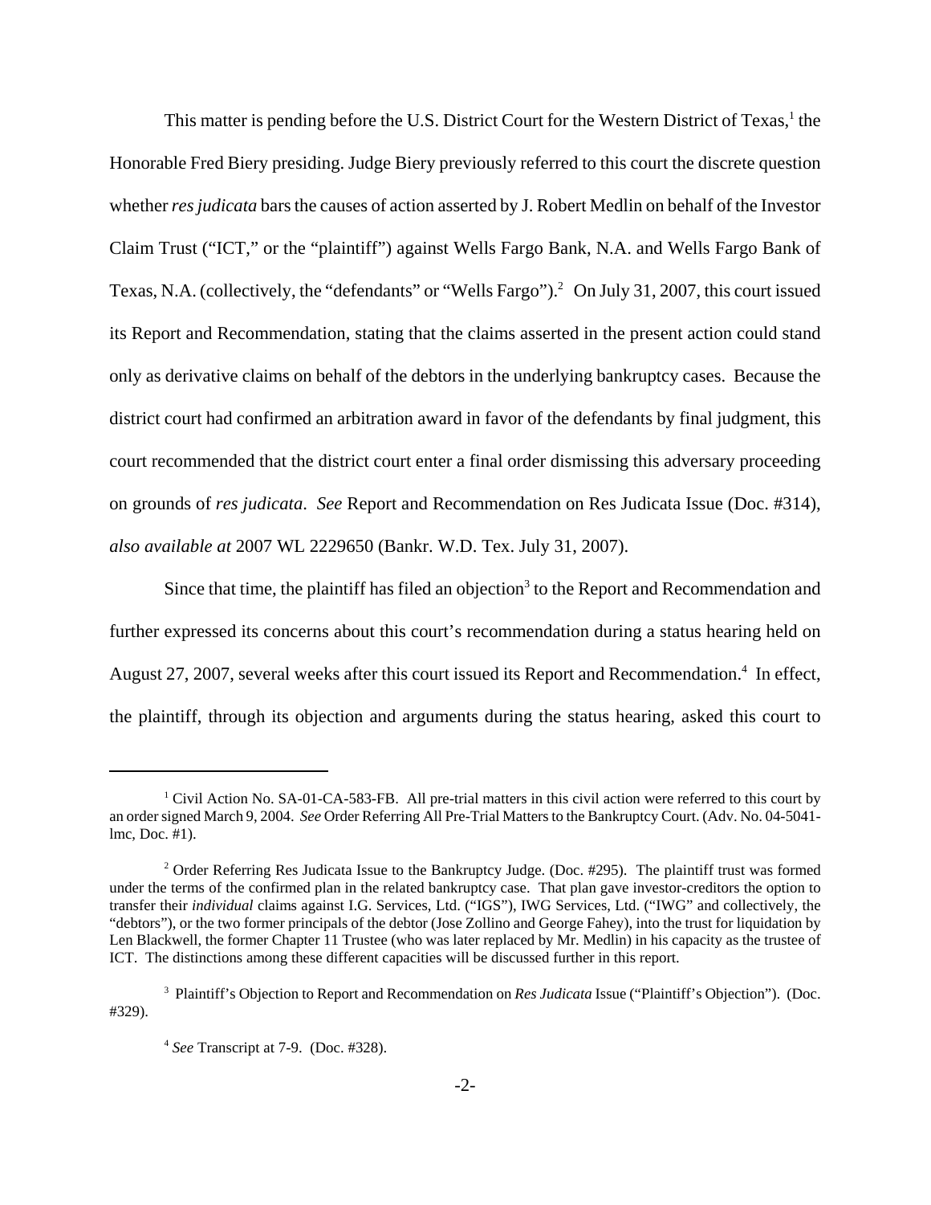This matter is pending before the U.S. District Court for the Western District of Texas,[1] the Honorable Fred Biery presiding. Judge Biery previously referred to this court the discrete question whether *res judicata* bars the causes of action asserted by J. Robert Medlin on behalf of the Investor Claim Trust ("ICT," or the "plaintiff") against Wells Fargo Bank, N.A. and Wells Fargo Bank of Texas, N.A. (collectively, the "defendants" or "Wells Fargo").[2] On July 31, 2007, this court issued its Report and Recommendation, stating that the claims asserted in the present action could stand only as derivative claims on behalf of the debtors in the underlying bankruptcy cases. Because the district court had confirmed an arbitration award in favor of the defendants by final judgment, this court recommended that the district court enter a final order dismissing this adversary proceeding on grounds of *res judicata*. *See* Report and Recommendation on Res Judicata Issue (Doc. #314), *also available at* 2007 WL 2229650 (Bankr. W.D. Tex. July 31, 2007).

Since that time, the plaintiff has filed an objection[3] to the Report and Recommendation and further expressed its concerns about this court's recommendation during a status hearing held on August 27, 2007, several weeks after this court issued its Report and Recommendation.[4] In effect, the plaintiff, through its objection and arguments during the status hearing, asked this court to

---

[1] Civil Action No. SA-01-CA-583-FB. All pre-trial matters in this civil action were referred to this court by an order signed March 9, 2004. *See* Order Referring All Pre-Trial Matters to the Bankruptcy Court. (Adv. No. 04-5041-lmc, Doc. #1).

[2] Order Referring Res Judicata Issue to the Bankruptcy Judge. (Doc. #295). The plaintiff trust was formed under the terms of the confirmed plan in the related bankruptcy case. That plan gave investor-creditors the option to transfer their *individual* claims against I.G. Services, Ltd. ("IGS"), IWG Services, Ltd. ("IWG" and collectively, the "debtors"), or the two former principals of the debtor (Jose Zollino and George Fahey), into the trust for liquidation by Len Blackwell, the former Chapter 11 Trustee (who was later replaced by Mr. Medlin) in his capacity as the trustee of ICT. The distinctions among these different capacities will be discussed further in this report.

[3] Plaintiff's Objection to Report and Recommendation on *Res Judicata* Issue ("Plaintiff's Objection"). (Doc. #329).

[4] *See* Transcript at 7-9. (Doc. #328).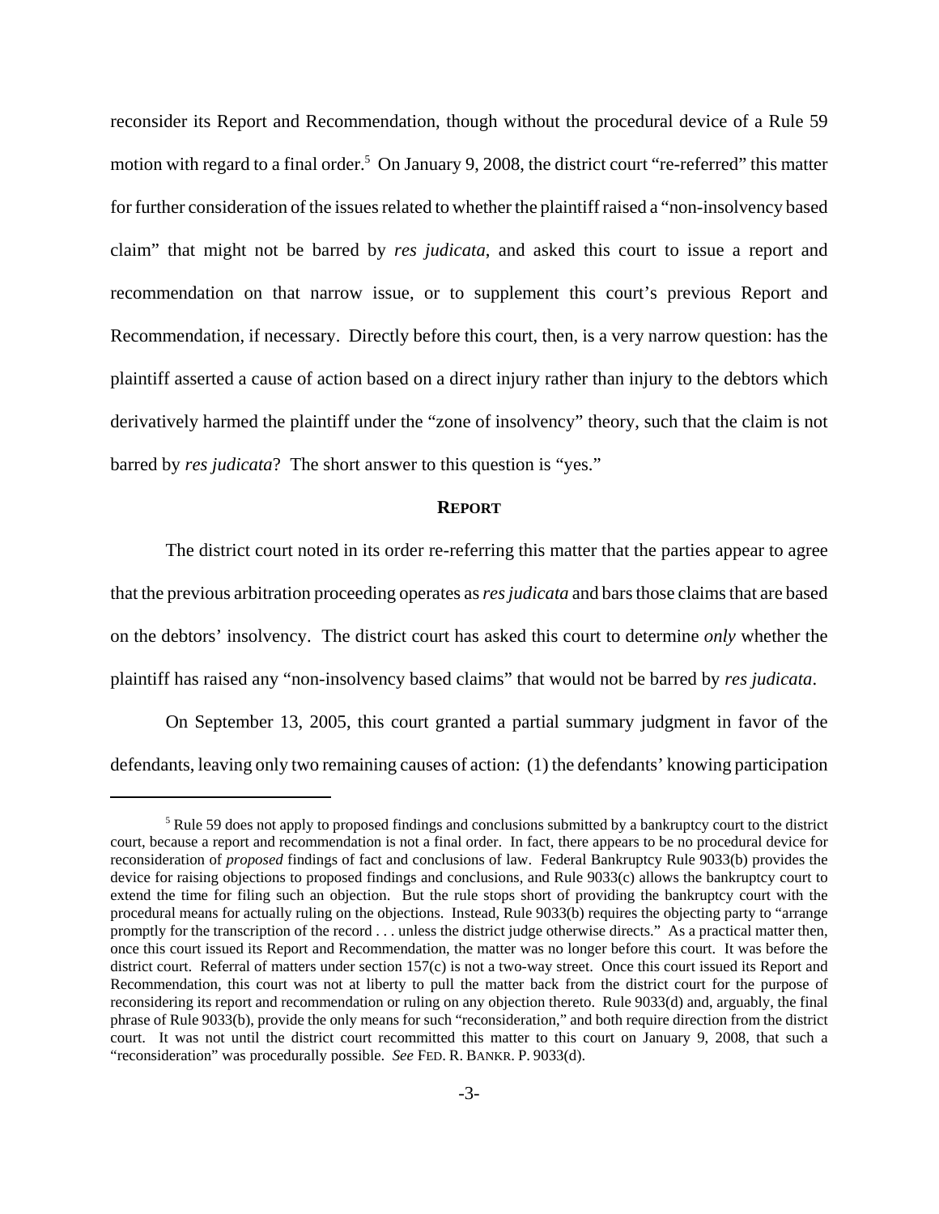reconsider its Report and Recommendation, though without the procedural device of a Rule 59 motion with regard to a final order.[5] On January 9, 2008, the district court "re-referred" this matter for further consideration of the issues related to whether the plaintiff raised a "non-insolvency based claim" that might not be barred by *res judicata*, and asked this court to issue a report and recommendation on that narrow issue, or to supplement this court's previous Report and Recommendation, if necessary. Directly before this court, then, is a very narrow question: has the plaintiff asserted a cause of action based on a direct injury rather than injury to the debtors which derivatively harmed the plaintiff under the "zone of insolvency" theory, such that the claim is not barred by *res judicata*? The short answer to this question is "yes."

## REPORT

The district court noted in its order re-referring this matter that the parties appear to agree that the previous arbitration proceeding operates as *res judicata* and bars those claims that are based on the debtors' insolvency. The district court has asked this court to determine *only* whether the plaintiff has raised any "non-insolvency based claims" that would not be barred by *res judicata*.

On September 13, 2005, this court granted a partial summary judgment in favor of the defendants, leaving only two remaining causes of action: (1) the defendants' knowing participation

---

[5] Rule 59 does not apply to proposed findings and conclusions submitted by a bankruptcy court to the district court, because a report and recommendation is not a final order. In fact, there appears to be no procedural device for reconsideration of *proposed* findings of fact and conclusions of law. Federal Bankruptcy Rule 9033(b) provides the device for raising objections to proposed findings and conclusions, and Rule 9033(c) allows the bankruptcy court to extend the time for filing such an objection. But the rule stops short of providing the bankruptcy court with the procedural means for actually ruling on the objections. Instead, Rule 9033(b) requires the objecting party to "arrange promptly for the transcription of the record . . . unless the district judge otherwise directs." As a practical matter then, once this court issued its Report and Recommendation, the matter was no longer before this court. It was before the district court. Referral of matters under section 157(c) is not a two-way street. Once this court issued its Report and Recommendation, this court was not at liberty to pull the matter back from the district court for the purpose of reconsidering its report and recommendation or ruling on any objection thereto. Rule 9033(d) and, arguably, the final phrase of Rule 9033(b), provide the only means for such "reconsideration," and both require direction from the district court. It was not until the district court recommitted this matter to this court on January 9, 2008, that such a "reconsideration" was procedurally possible. *See* FED. R. BANKR. P. 9033(d).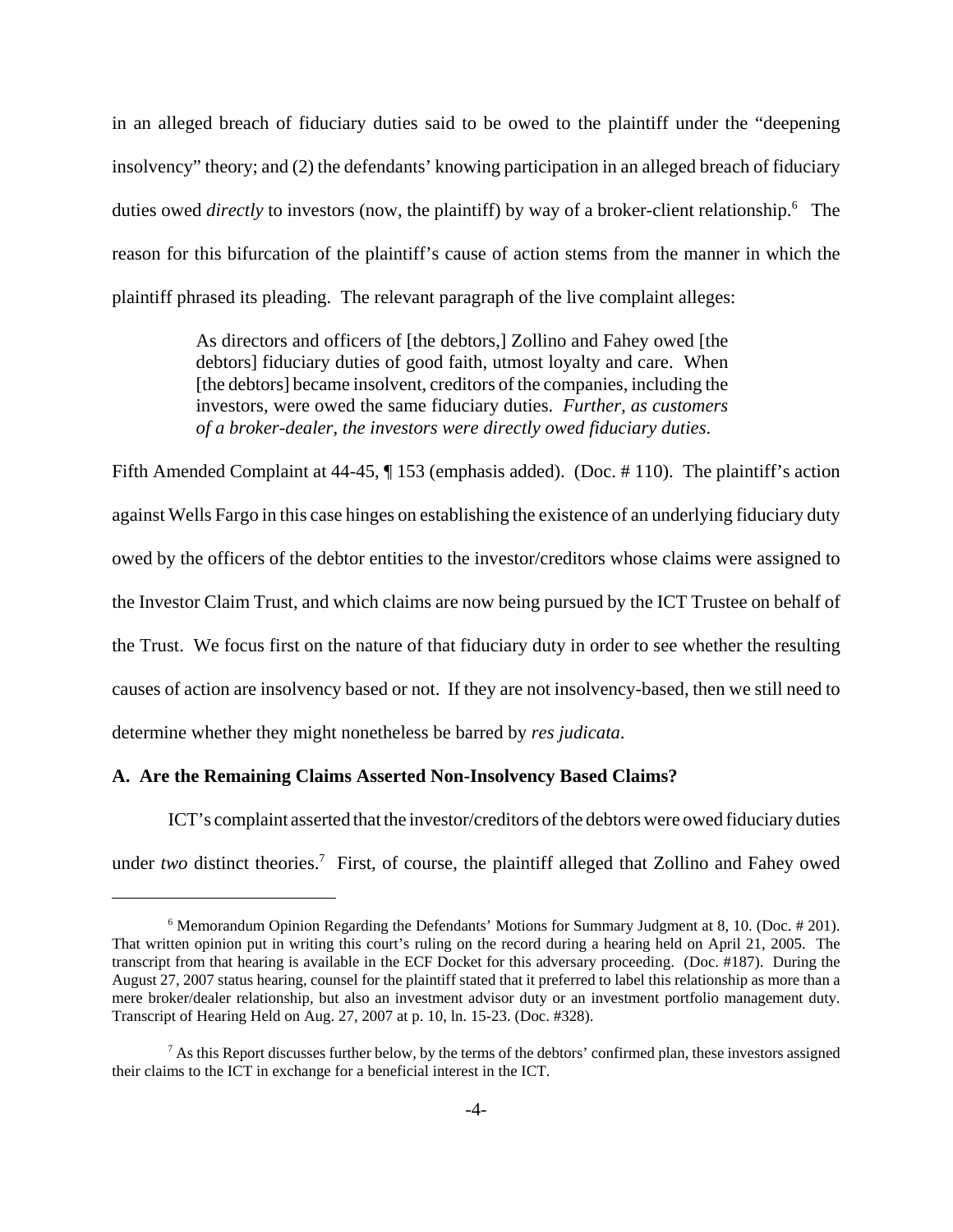in an alleged breach of fiduciary duties said to be owed to the plaintiff under the "deepening insolvency" theory; and (2) the defendants' knowing participation in an alleged breach of fiduciary duties owed *directly* to investors (now, the plaintiff) by way of a broker-client relationship.[6] The reason for this bifurcation of the plaintiff's cause of action stems from the manner in which the plaintiff phrased its pleading. The relevant paragraph of the live complaint alleges:

> As directors and officers of [the debtors,] Zollino and Fahey owed [the debtors] fiduciary duties of good faith, utmost loyalty and care. When [the debtors] became insolvent, creditors of the companies, including the investors, were owed the same fiduciary duties. *Further, as customers of a broker-dealer, the investors were directly owed fiduciary duties.*

Fifth Amended Complaint at 44-45, ¶ 153 (emphasis added). (Doc. # 110). The plaintiff's action against Wells Fargo in this case hinges on establishing the existence of an underlying fiduciary duty owed by the officers of the debtor entities to the investor/creditors whose claims were assigned to the Investor Claim Trust, and which claims are now being pursued by the ICT Trustee on behalf of the Trust. We focus first on the nature of that fiduciary duty in order to see whether the resulting causes of action are insolvency based or not. If they are not insolvency-based, then we still need to determine whether they might nonetheless be barred by *res judicata*.

**A. Are the Remaining Claims Asserted Non-Insolvency Based Claims?**

ICT's complaint asserted that the investor/creditors of the debtors were owed fiduciary duties under *two* distinct theories.[7] First, of course, the plaintiff alleged that Zollino and Fahey owed

---

[6] Memorandum Opinion Regarding the Defendants' Motions for Summary Judgment at 8, 10. (Doc. # 201). That written opinion put in writing this court's ruling on the record during a hearing held on April 21, 2005. The transcript from that hearing is available in the ECF Docket for this adversary proceeding. (Doc. #187). During the August 27, 2007 status hearing, counsel for the plaintiff stated that it preferred to label this relationship as more than a mere broker/dealer relationship, but also an investment advisor duty or an investment portfolio management duty. Transcript of Hearing Held on Aug. 27, 2007 at p. 10, ln. 15-23. (Doc. #328).

[7] As this Report discusses further below, by the terms of the debtors' confirmed plan, these investors assigned their claims to the ICT in exchange for a beneficial interest in the ICT.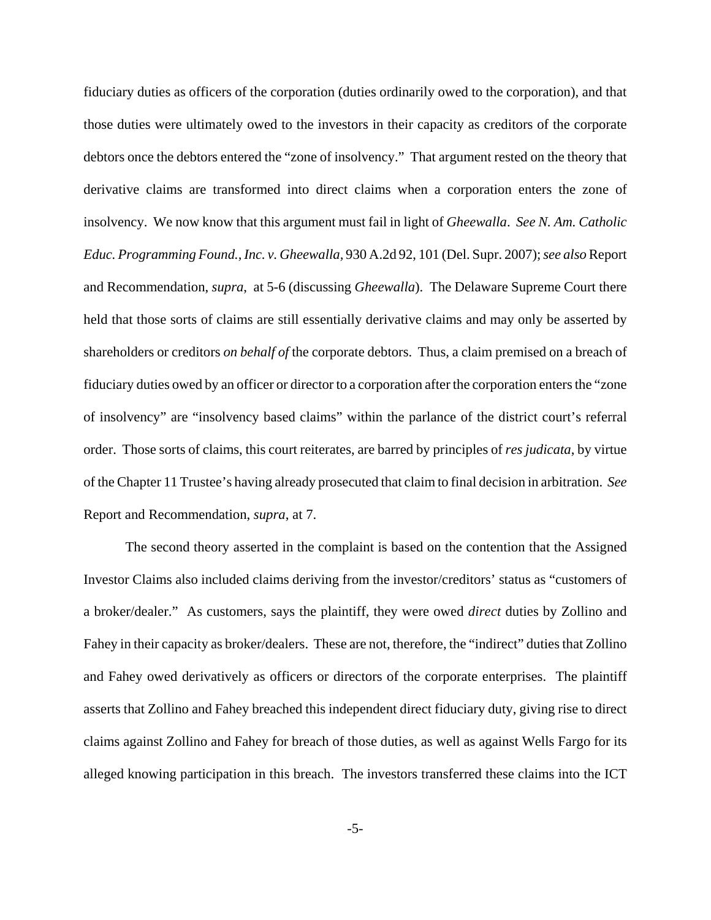fiduciary duties as officers of the corporation (duties ordinarily owed to the corporation), and that those duties were ultimately owed to the investors in their capacity as creditors of the corporate debtors once the debtors entered the "zone of insolvency." That argument rested on the theory that derivative claims are transformed into direct claims when a corporation enters the zone of insolvency. We now know that this argument must fail in light of *Gheewalla*. *See N. Am. Catholic Educ. Programming Found., Inc. v. Gheewalla*, 930 A.2d 92, 101 (Del. Supr. 2007); *see also* Report and Recommendation, *supra*, at 5-6 (discussing *Gheewalla*). The Delaware Supreme Court there held that those sorts of claims are still essentially derivative claims and may only be asserted by shareholders or creditors *on behalf of* the corporate debtors. Thus, a claim premised on a breach of fiduciary duties owed by an officer or director to a corporation after the corporation enters the "zone of insolvency" are "insolvency based claims" within the parlance of the district court's referral order. Those sorts of claims, this court reiterates, are barred by principles of *res judicata*, by virtue of the Chapter 11 Trustee's having already prosecuted that claim to final decision in arbitration. *See* Report and Recommendation, *supra*, at 7.

The second theory asserted in the complaint is based on the contention that the Assigned Investor Claims also included claims deriving from the investor/creditors' status as "customers of a broker/dealer." As customers, says the plaintiff, they were owed *direct* duties by Zollino and Fahey in their capacity as broker/dealers. These are not, therefore, the "indirect" duties that Zollino and Fahey owed derivatively as officers or directors of the corporate enterprises. The plaintiff asserts that Zollino and Fahey breached this independent direct fiduciary duty, giving rise to direct claims against Zollino and Fahey for breach of those duties, as well as against Wells Fargo for its alleged knowing participation in this breach. The investors transferred these claims into the ICT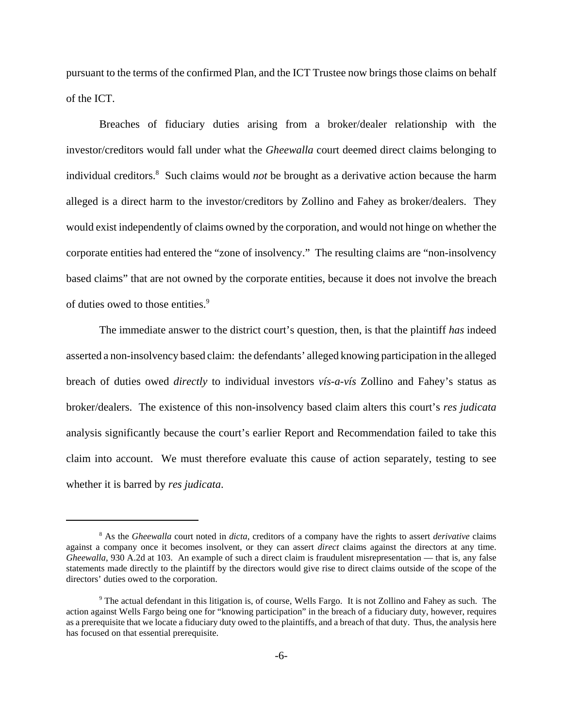pursuant to the terms of the confirmed Plan, and the ICT Trustee now brings those claims on behalf of the ICT.

Breaches of fiduciary duties arising from a broker/dealer relationship with the investor/creditors would fall under what the *Gheewalla* court deemed direct claims belonging to individual creditors.[8] Such claims would *not* be brought as a derivative action because the harm alleged is a direct harm to the investor/creditors by Zollino and Fahey as broker/dealers. They would exist independently of claims owned by the corporation, and would not hinge on whether the corporate entities had entered the "zone of insolvency." The resulting claims are "non-insolvency based claims" that are not owned by the corporate entities, because it does not involve the breach of duties owed to those entities.[9]

The immediate answer to the district court's question, then, is that the plaintiff *has* indeed asserted a non-insolvency based claim: the defendants' alleged knowing participation in the alleged breach of duties owed *directly* to individual investors *vís-a-vís* Zollino and Fahey's status as broker/dealers. The existence of this non-insolvency based claim alters this court's *res judicata* analysis significantly because the court's earlier Report and Recommendation failed to take this claim into account. We must therefore evaluate this cause of action separately, testing to see whether it is barred by *res judicata*.

---

[8] As the *Gheewalla* court noted in *dicta*, creditors of a company have the rights to assert *derivative* claims against a company once it becomes insolvent, or they can assert *direct* claims against the directors at any time. *Gheewalla*, 930 A.2d at 103. An example of such a direct claim is fraudulent misrepresentation — that is, any false statements made directly to the plaintiff by the directors would give rise to direct claims outside of the scope of the directors' duties owed to the corporation.

[9] The actual defendant in this litigation is, of course, Wells Fargo. It is not Zollino and Fahey as such. The action against Wells Fargo being one for "knowing participation" in the breach of a fiduciary duty, however, requires as a prerequisite that we locate a fiduciary duty owed to the plaintiffs, and a breach of that duty. Thus, the analysis here has focused on that essential prerequisite.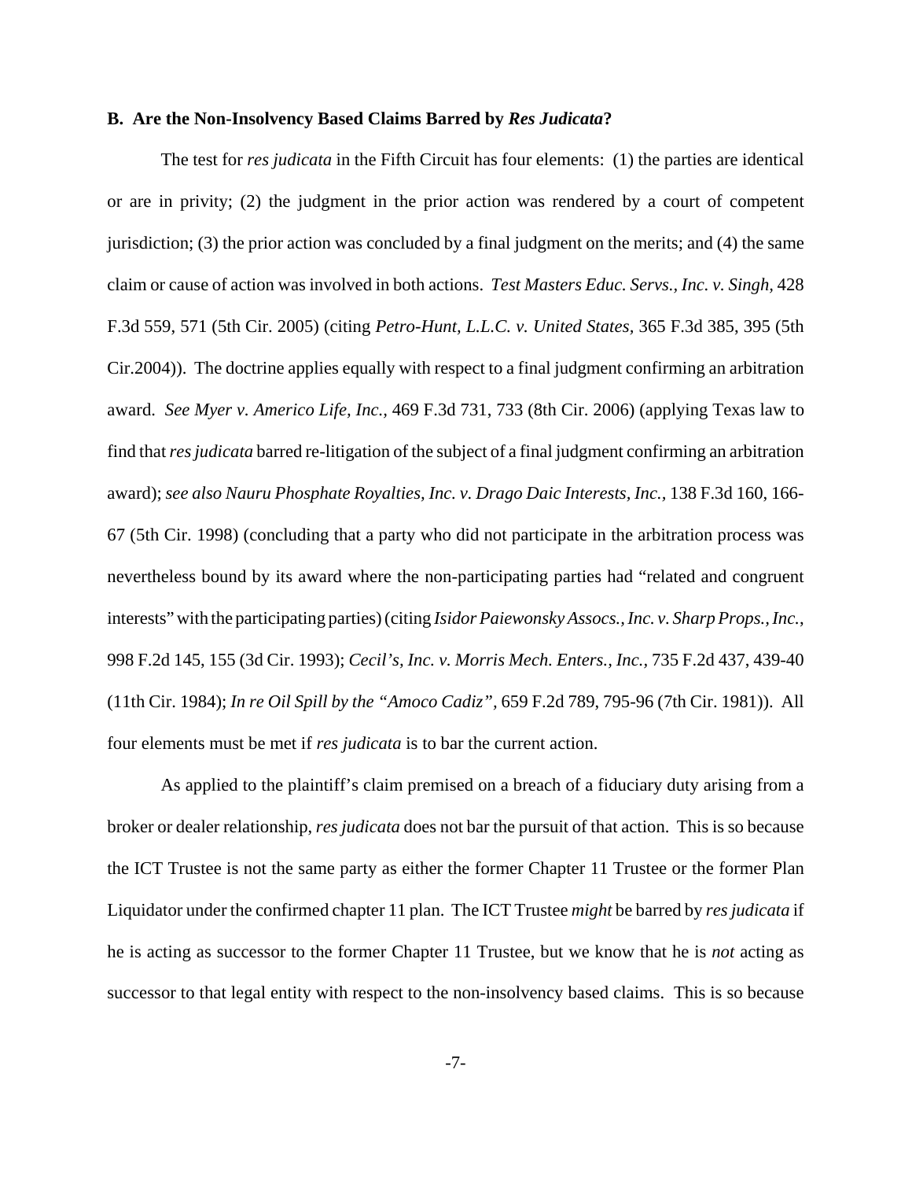**B. Are the Non-Insolvency Based Claims Barred by *Res Judicata*?**

The test for *res judicata* in the Fifth Circuit has four elements: (1) the parties are identical or are in privity; (2) the judgment in the prior action was rendered by a court of competent jurisdiction; (3) the prior action was concluded by a final judgment on the merits; and (4) the same claim or cause of action was involved in both actions. *Test Masters Educ. Servs., Inc. v. Singh*, 428 F.3d 559, 571 (5th Cir. 2005) (citing *Petro-Hunt, L.L.C. v. United States*, 365 F.3d 385, 395 (5th Cir.2004)). The doctrine applies equally with respect to a final judgment confirming an arbitration award. *See Myer v. Americo Life, Inc.*, 469 F.3d 731, 733 (8th Cir. 2006) (applying Texas law to find that *res judicata* barred re-litigation of the subject of a final judgment confirming an arbitration award); *see also Nauru Phosphate Royalties, Inc. v. Drago Daic Interests, Inc.*, 138 F.3d 160, 166-67 (5th Cir. 1998) (concluding that a party who did not participate in the arbitration process was nevertheless bound by its award where the non-participating parties had "related and congruent interests" with the participating parties) (citing *Isidor Paiewonsky Assocs., Inc. v. Sharp Props., Inc.*, 998 F.2d 145, 155 (3d Cir. 1993); *Cecil's, Inc. v. Morris Mech. Enters., Inc.*, 735 F.2d 437, 439-40 (11th Cir. 1984); *In re Oil Spill by the "Amoco Cadiz"*, 659 F.2d 789, 795-96 (7th Cir. 1981)). All four elements must be met if *res judicata* is to bar the current action.

As applied to the plaintiff's claim premised on a breach of a fiduciary duty arising from a broker or dealer relationship, *res judicata* does not bar the pursuit of that action. This is so because the ICT Trustee is not the same party as either the former Chapter 11 Trustee or the former Plan Liquidator under the confirmed chapter 11 plan. The ICT Trustee *might* be barred by *res judicata* if he is acting as successor to the former Chapter 11 Trustee, but we know that he is *not* acting as successor to that legal entity with respect to the non-insolvency based claims. This is so because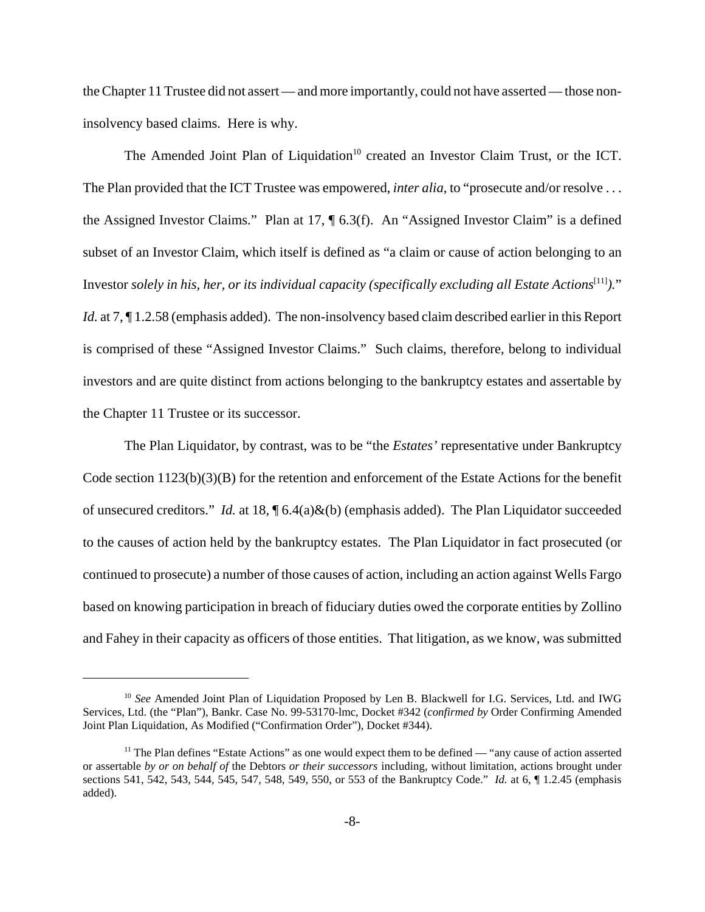the Chapter 11 Trustee did not assert — and more importantly, could not have asserted — those non-insolvency based claims. Here is why.

The Amended Joint Plan of Liquidation[10] created an Investor Claim Trust, or the ICT. The Plan provided that the ICT Trustee was empowered, *inter alia*, to "prosecute and/or resolve . . . the Assigned Investor Claims." Plan at 17, ¶ 6.3(f). An "Assigned Investor Claim" is a defined subset of an Investor Claim, which itself is defined as "a claim or cause of action belonging to an Investor *solely in his, her, or its individual capacity (specifically excluding all Estate Actions*[11]*)*." *Id.* at 7, ¶ 1.2.58 (emphasis added). The non-insolvency based claim described earlier in this Report is comprised of these "Assigned Investor Claims." Such claims, therefore, belong to individual investors and are quite distinct from actions belonging to the bankruptcy estates and assertable by the Chapter 11 Trustee or its successor.

The Plan Liquidator, by contrast, was to be "the *Estates'* representative under Bankruptcy Code section 1123(b)(3)(B) for the retention and enforcement of the Estate Actions for the benefit of unsecured creditors." *Id.* at 18, ¶ 6.4(a)&(b) (emphasis added). The Plan Liquidator succeeded to the causes of action held by the bankruptcy estates. The Plan Liquidator in fact prosecuted (or continued to prosecute) a number of those causes of action, including an action against Wells Fargo based on knowing participation in breach of fiduciary duties owed the corporate entities by Zollino and Fahey in their capacity as officers of those entities. That litigation, as we know, was submitted

---

[10] *See* Amended Joint Plan of Liquidation Proposed by Len B. Blackwell for I.G. Services, Ltd. and IWG Services, Ltd. (the "Plan"), Bankr. Case No. 99-53170-lmc, Docket #342 (*confirmed by* Order Confirming Amended Joint Plan Liquidation, As Modified ("Confirmation Order"), Docket #344).

[11] The Plan defines "Estate Actions" as one would expect them to be defined — "any cause of action asserted or assertable *by or on behalf of* the Debtors *or their successors* including, without limitation, actions brought under sections 541, 542, 543, 544, 545, 547, 548, 549, 550, or 553 of the Bankruptcy Code." *Id.* at 6, ¶ 1.2.45 (emphasis added).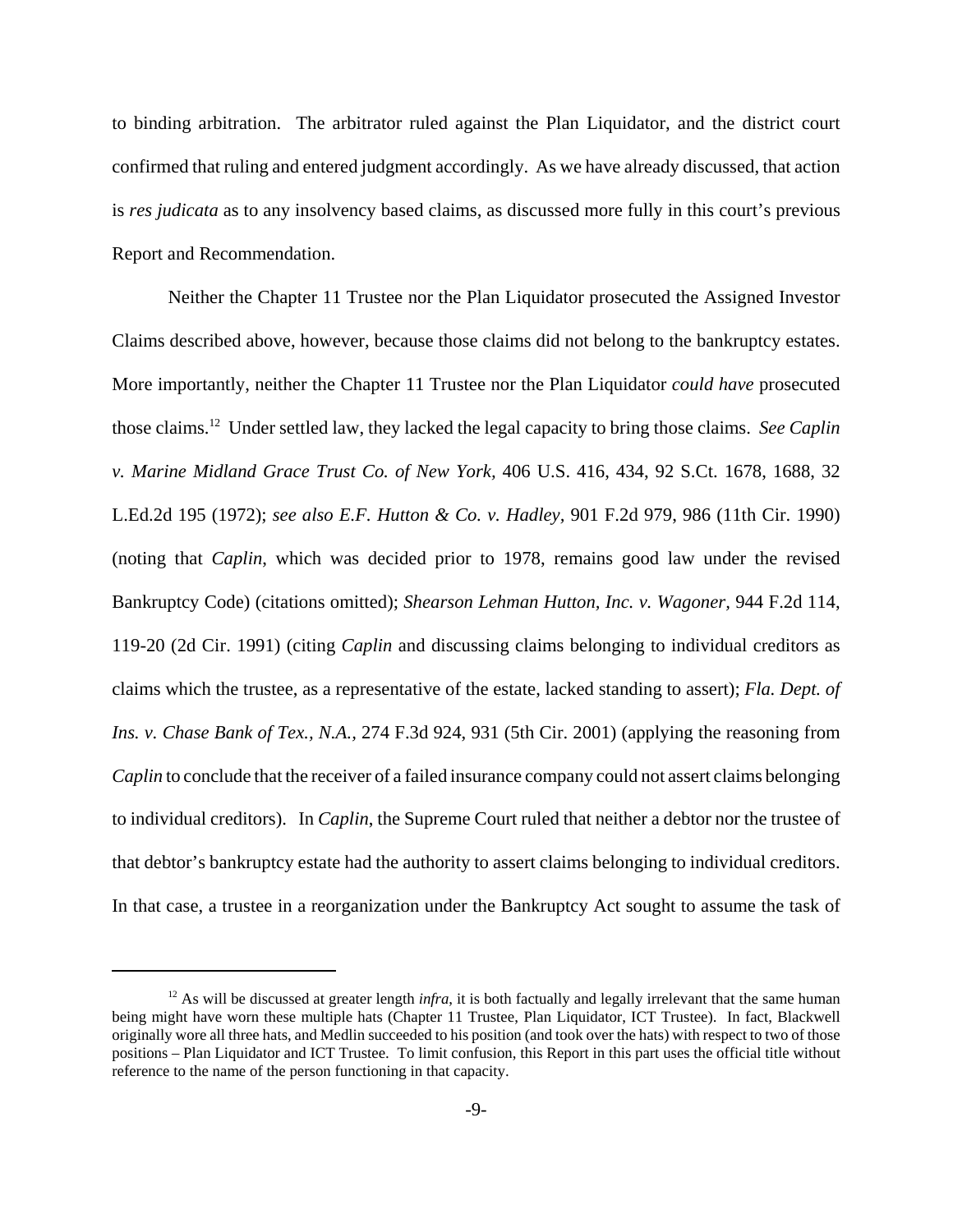to binding arbitration. The arbitrator ruled against the Plan Liquidator, and the district court confirmed that ruling and entered judgment accordingly. As we have already discussed, that action is *res judicata* as to any insolvency based claims, as discussed more fully in this court's previous Report and Recommendation.

Neither the Chapter 11 Trustee nor the Plan Liquidator prosecuted the Assigned Investor Claims described above, however, because those claims did not belong to the bankruptcy estates. More importantly, neither the Chapter 11 Trustee nor the Plan Liquidator *could have* prosecuted those claims.[12] Under settled law, they lacked the legal capacity to bring those claims. *See Caplin v. Marine Midland Grace Trust Co. of New York*, 406 U.S. 416, 434, 92 S.Ct. 1678, 1688, 32 L.Ed.2d 195 (1972); *see also E.F. Hutton & Co. v. Hadley*, 901 F.2d 979, 986 (11th Cir. 1990) (noting that *Caplin*, which was decided prior to 1978, remains good law under the revised Bankruptcy Code) (citations omitted); *Shearson Lehman Hutton, Inc. v. Wagoner*, 944 F.2d 114, 119-20 (2d Cir. 1991) (citing *Caplin* and discussing claims belonging to individual creditors as claims which the trustee, as a representative of the estate, lacked standing to assert); *Fla. Dept. of Ins. v. Chase Bank of Tex., N.A.*, 274 F.3d 924, 931 (5th Cir. 2001) (applying the reasoning from *Caplin* to conclude that the receiver of a failed insurance company could not assert claims belonging to individual creditors). In *Caplin*, the Supreme Court ruled that neither a debtor nor the trustee of that debtor's bankruptcy estate had the authority to assert claims belonging to individual creditors. In that case, a trustee in a reorganization under the Bankruptcy Act sought to assume the task of

[12] As will be discussed at greater length *infra*, it is both factually and legally irrelevant that the same human being might have worn these multiple hats (Chapter 11 Trustee, Plan Liquidator, ICT Trustee). In fact, Blackwell originally wore all three hats, and Medlin succeeded to his position (and took over the hats) with respect to two of those positions – Plan Liquidator and ICT Trustee. To limit confusion, this Report in this part uses the official title without reference to the name of the person functioning in that capacity.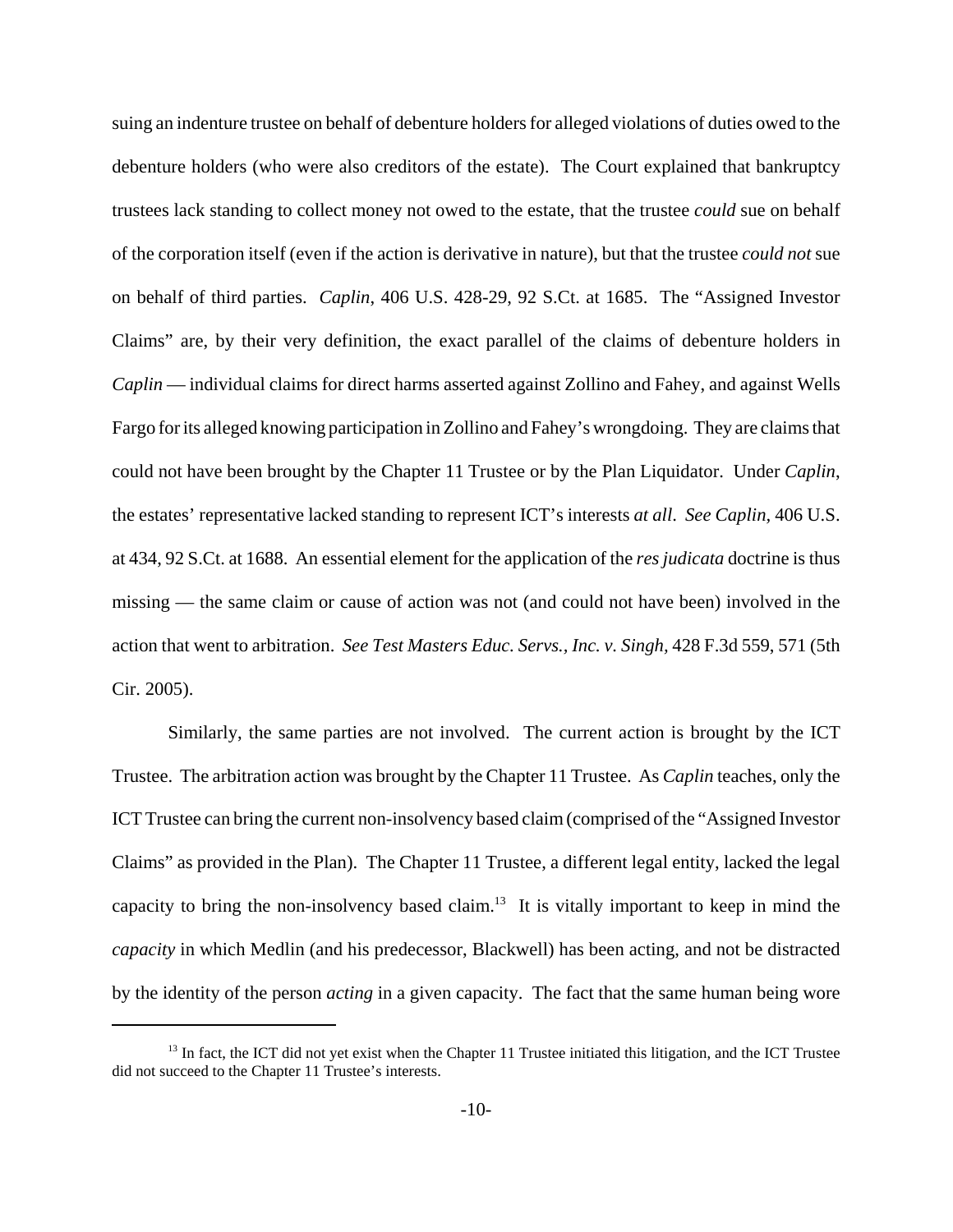suing an indenture trustee on behalf of debenture holders for alleged violations of duties owed to the debenture holders (who were also creditors of the estate). The Court explained that bankruptcy trustees lack standing to collect money not owed to the estate, that the trustee *could* sue on behalf of the corporation itself (even if the action is derivative in nature), but that the trustee *could not* sue on behalf of third parties. *Caplin*, 406 U.S. 428-29, 92 S.Ct. at 1685. The "Assigned Investor Claims" are, by their very definition, the exact parallel of the claims of debenture holders in *Caplin* — individual claims for direct harms asserted against Zollino and Fahey, and against Wells Fargo for its alleged knowing participation in Zollino and Fahey's wrongdoing. They are claims that could not have been brought by the Chapter 11 Trustee or by the Plan Liquidator. Under *Caplin*, the estates' representative lacked standing to represent ICT's interests *at all*. *See Caplin*, 406 U.S. at 434, 92 S.Ct. at 1688. An essential element for the application of the *res judicata* doctrine is thus missing — the same claim or cause of action was not (and could not have been) involved in the action that went to arbitration. *See Test Masters Educ. Servs., Inc. v. Singh*, 428 F.3d 559, 571 (5th Cir. 2005).

Similarly, the same parties are not involved. The current action is brought by the ICT Trustee. The arbitration action was brought by the Chapter 11 Trustee. As *Caplin* teaches, only the ICT Trustee can bring the current non-insolvency based claim (comprised of the "Assigned Investor Claims" as provided in the Plan). The Chapter 11 Trustee, a different legal entity, lacked the legal capacity to bring the non-insolvency based claim.[13] It is vitally important to keep in mind the *capacity* in which Medlin (and his predecessor, Blackwell) has been acting, and not be distracted by the identity of the person *acting* in a given capacity. The fact that the same human being wore

[13] In fact, the ICT did not yet exist when the Chapter 11 Trustee initiated this litigation, and the ICT Trustee did not succeed to the Chapter 11 Trustee's interests.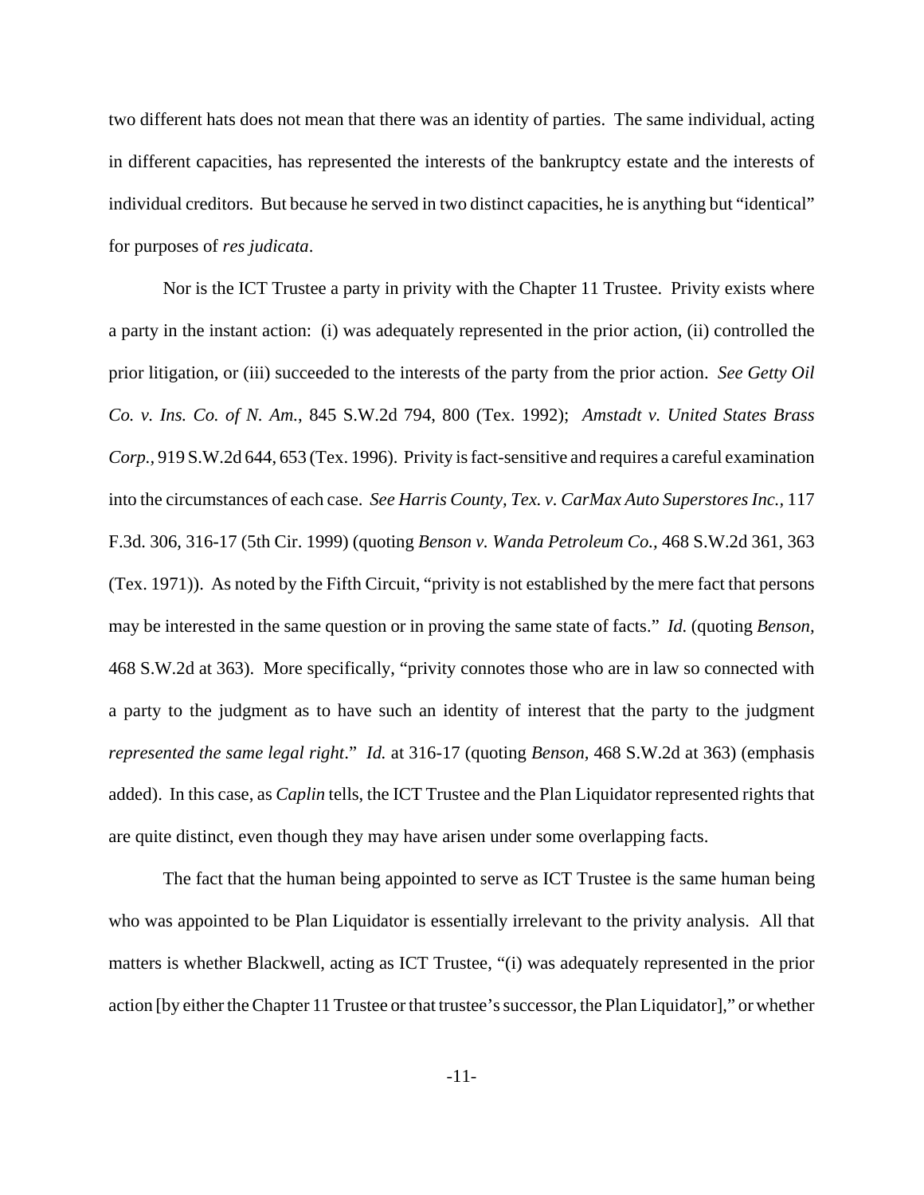two different hats does not mean that there was an identity of parties. The same individual, acting in different capacities, has represented the interests of the bankruptcy estate and the interests of individual creditors. But because he served in two distinct capacities, he is anything but "identical" for purposes of *res judicata*.

Nor is the ICT Trustee a party in privity with the Chapter 11 Trustee. Privity exists where a party in the instant action: (i) was adequately represented in the prior action, (ii) controlled the prior litigation, or (iii) succeeded to the interests of the party from the prior action. *See Getty Oil Co. v. Ins. Co. of N. Am.*, 845 S.W.2d 794, 800 (Tex. 1992); *Amstadt v. United States Brass Corp.,* 919 S.W.2d 644, 653 (Tex. 1996). Privity is fact-sensitive and requires a careful examination into the circumstances of each case. *See Harris County, Tex. v. CarMax Auto Superstores Inc.,* 117 F.3d. 306, 316-17 (5th Cir. 1999) (quoting *Benson v. Wanda Petroleum Co.,* 468 S.W.2d 361, 363 (Tex. 1971)). As noted by the Fifth Circuit, "privity is not established by the mere fact that persons may be interested in the same question or in proving the same state of facts." *Id.* (quoting *Benson,* 468 S.W.2d at 363). More specifically, "privity connotes those who are in law so connected with a party to the judgment as to have such an identity of interest that the party to the judgment *represented the same legal right*." *Id.* at 316-17 (quoting *Benson,* 468 S.W.2d at 363) (emphasis added). In this case, as *Caplin* tells, the ICT Trustee and the Plan Liquidator represented rights that are quite distinct, even though they may have arisen under some overlapping facts.

The fact that the human being appointed to serve as ICT Trustee is the same human being who was appointed to be Plan Liquidator is essentially irrelevant to the privity analysis. All that matters is whether Blackwell, acting as ICT Trustee, "(i) was adequately represented in the prior action [by either the Chapter 11 Trustee or that trustee's successor, the Plan Liquidator]," or whether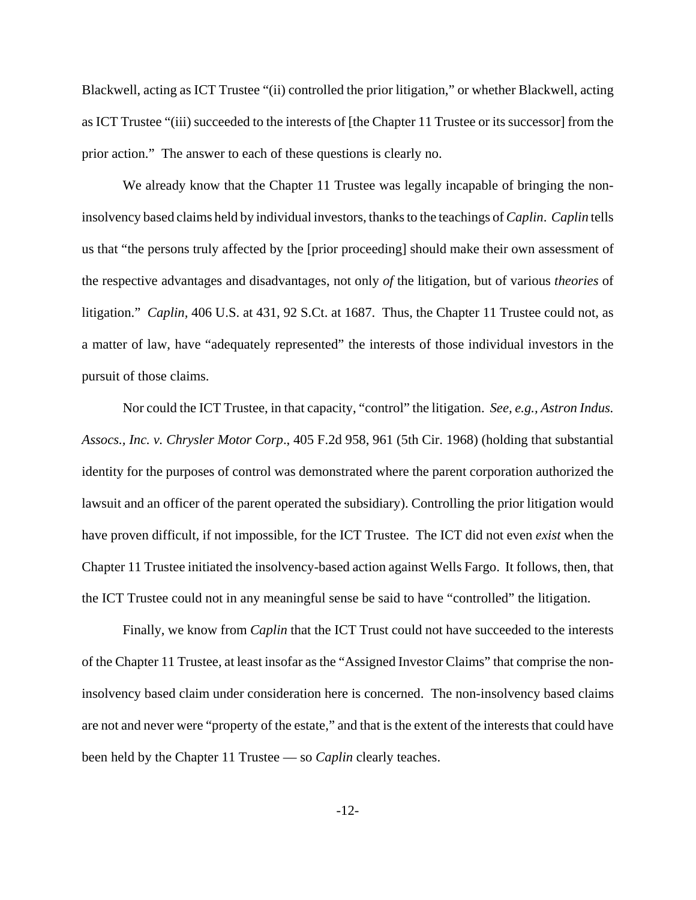Blackwell, acting as ICT Trustee "(ii) controlled the prior litigation," or whether Blackwell, acting as ICT Trustee "(iii) succeeded to the interests of [the Chapter 11 Trustee or its successor] from the prior action." The answer to each of these questions is clearly no.

We already know that the Chapter 11 Trustee was legally incapable of bringing the non-insolvency based claims held by individual investors, thanks to the teachings of *Caplin*. *Caplin* tells us that "the persons truly affected by the [prior proceeding] should make their own assessment of the respective advantages and disadvantages, not only *of* the litigation, but of various *theories* of litigation." *Caplin*, 406 U.S. at 431, 92 S.Ct. at 1687. Thus, the Chapter 11 Trustee could not, as a matter of law, have "adequately represented" the interests of those individual investors in the pursuit of those claims.

Nor could the ICT Trustee, in that capacity, "control" the litigation. *See, e.g.*, *Astron Indus. Assocs., Inc. v. Chrysler Motor Corp*., 405 F.2d 958, 961 (5th Cir. 1968) (holding that substantial identity for the purposes of control was demonstrated where the parent corporation authorized the lawsuit and an officer of the parent operated the subsidiary). Controlling the prior litigation would have proven difficult, if not impossible, for the ICT Trustee. The ICT did not even *exist* when the Chapter 11 Trustee initiated the insolvency-based action against Wells Fargo. It follows, then, that the ICT Trustee could not in any meaningful sense be said to have "controlled" the litigation.

Finally, we know from *Caplin* that the ICT Trust could not have succeeded to the interests of the Chapter 11 Trustee, at least insofar as the "Assigned Investor Claims" that comprise the non-insolvency based claim under consideration here is concerned. The non-insolvency based claims are not and never were "property of the estate," and that is the extent of the interests that could have been held by the Chapter 11 Trustee — so *Caplin* clearly teaches.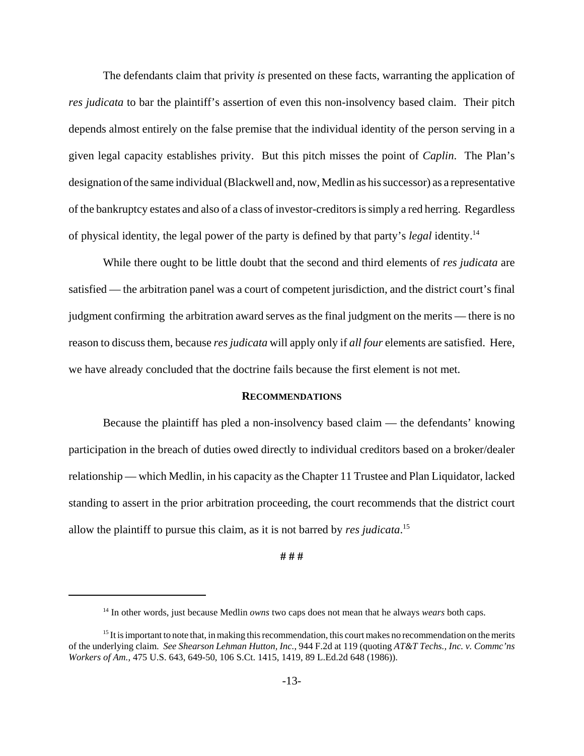The defendants claim that privity *is* presented on these facts, warranting the application of *res judicata* to bar the plaintiff's assertion of even this non-insolvency based claim. Their pitch depends almost entirely on the false premise that the individual identity of the person serving in a given legal capacity establishes privity. But this pitch misses the point of *Caplin*. The Plan's designation of the same individual (Blackwell and, now, Medlin as his successor) as a representative of the bankruptcy estates and also of a class of investor-creditors is simply a red herring. Regardless of physical identity, the legal power of the party is defined by that party's *legal* identity.[14]

While there ought to be little doubt that the second and third elements of *res judicata* are satisfied — the arbitration panel was a court of competent jurisdiction, and the district court's final judgment confirming the arbitration award serves as the final judgment on the merits — there is no reason to discuss them, because *res judicata* will apply only if *all four* elements are satisfied. Here, we have already concluded that the doctrine fails because the first element is not met.

## RECOMMENDATIONS

Because the plaintiff has pled a non-insolvency based claim — the defendants' knowing participation in the breach of duties owed directly to individual creditors based on a broker/dealer relationship — which Medlin, in his capacity as the Chapter 11 Trustee and Plan Liquidator, lacked standing to assert in the prior arbitration proceeding, the court recommends that the district court allow the plaintiff to pursue this claim, as it is not barred by *res judicata*.[15]

# # #

---

[14] In other words, just because Medlin *owns* two caps does not mean that he always *wears* both caps.

[15] It is important to note that, in making this recommendation, this court makes no recommendation on the merits of the underlying claim. *See Shearson Lehman Hutton, Inc.*, 944 F.2d at 119 (quoting *AT&T Techs., Inc. v. Commc'ns Workers of Am.*, 475 U.S. 643, 649-50, 106 S.Ct. 1415, 1419, 89 L.Ed.2d 648 (1986)).